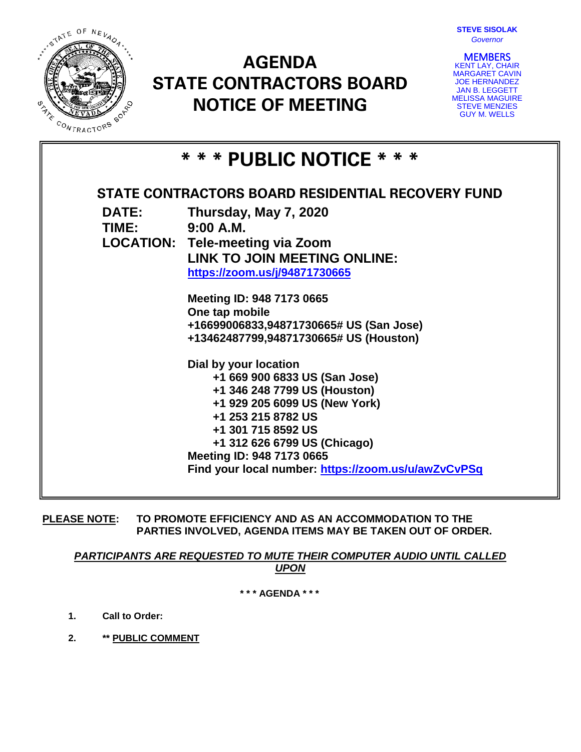**STEVE SISOLAK**
*Governor*

**MEMBERS**
KENT LAY, CHAIR
MARGARET CAVIN
JOE HERNANDEZ
JAN B. LEGGETT
MELISSA MAGUIRE
STEVE MENZIES
GUY M. WELLS

# AGENDA
# STATE CONTRACTORS BOARD
# NOTICE OF MEETING

## * * * PUBLIC NOTICE * * *

### STATE CONTRACTORS BOARD RESIDENTIAL RECOVERY FUND

**DATE:** **Thursday, May 7, 2020**

**TIME:** **9:00 A.M.**

**LOCATION:** **Tele-meeting via Zoom**
**LINK TO JOIN MEETING ONLINE:**
**https://zoom.us/j/94871730665**

**Meeting ID: 948 7173 0665**
**One tap mobile**
**+16699006833,94871730665# US (San Jose)**
**+13462487799,94871730665# US (Houston)**

**Dial by your location**
**+1 669 900 6833 US (San Jose)**
**+1 346 248 7799 US (Houston)**
**+1 929 205 6099 US (New York)**
**+1 253 215 8782 US**
**+1 301 715 8592 US**
**+1 312 626 6799 US (Chicago)**
**Meeting ID: 948 7173 0665**
**Find your local number: https://zoom.us/u/awZvCvPSq**

**PLEASE NOTE:** **TO PROMOTE EFFICIENCY AND AS AN ACCOMMODATION TO THE PARTIES INVOLVED, AGENDA ITEMS MAY BE TAKEN OUT OF ORDER.**

***PARTICIPANTS ARE REQUESTED TO MUTE THEIR COMPUTER AUDIO UNTIL CALLED UPON***

**\* \* \* AGENDA \* \* \***

1. **Call to Order:**
2. **\*\* PUBLIC COMMENT**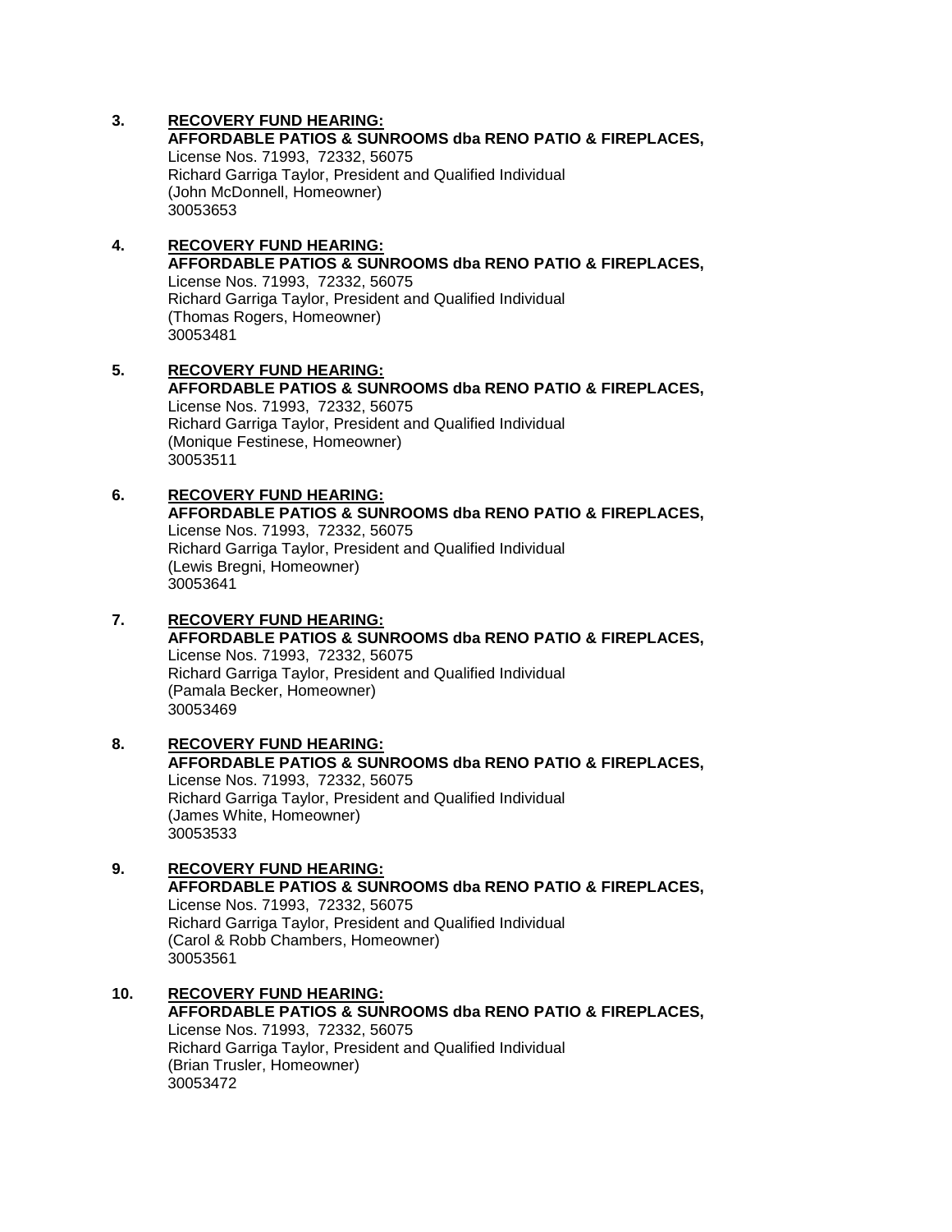3. **<u>RECOVERY FUND HEARING:</u>**
   **AFFORDABLE PATIOS & SUNROOMS dba RENO PATIO & FIREPLACES,**
   License Nos. 71993, 72332, 56075
   Richard Garriga Taylor, President and Qualified Individual
   (John McDonnell, Homeowner)
   30053653

4. **<u>RECOVERY FUND HEARING:</u>**
   **AFFORDABLE PATIOS & SUNROOMS dba RENO PATIO & FIREPLACES,**
   License Nos. 71993, 72332, 56075
   Richard Garriga Taylor, President and Qualified Individual
   (Thomas Rogers, Homeowner)
   30053481

5. **<u>RECOVERY FUND HEARING:</u>**
   **AFFORDABLE PATIOS & SUNROOMS dba RENO PATIO & FIREPLACES,**
   License Nos. 71993, 72332, 56075
   Richard Garriga Taylor, President and Qualified Individual
   (Monique Festinese, Homeowner)
   30053511

6. **<u>RECOVERY FUND HEARING:</u>**
   **AFFORDABLE PATIOS & SUNROOMS dba RENO PATIO & FIREPLACES,**
   License Nos. 71993, 72332, 56075
   Richard Garriga Taylor, President and Qualified Individual
   (Lewis Bregni, Homeowner)
   30053641

7. **<u>RECOVERY FUND HEARING:</u>**
   **AFFORDABLE PATIOS & SUNROOMS dba RENO PATIO & FIREPLACES,**
   License Nos. 71993, 72332, 56075
   Richard Garriga Taylor, President and Qualified Individual
   (Pamala Becker, Homeowner)
   30053469

8. **<u>RECOVERY FUND HEARING:</u>**
   **AFFORDABLE PATIOS & SUNROOMS dba RENO PATIO & FIREPLACES,**
   License Nos. 71993, 72332, 56075
   Richard Garriga Taylor, President and Qualified Individual
   (James White, Homeowner)
   30053533

9. **<u>RECOVERY FUND HEARING:</u>**
   **AFFORDABLE PATIOS & SUNROOMS dba RENO PATIO & FIREPLACES,**
   License Nos. 71993, 72332, 56075
   Richard Garriga Taylor, President and Qualified Individual
   (Carol & Robb Chambers, Homeowner)
   30053561

10. **<u>RECOVERY FUND HEARING:</u>**
    **AFFORDABLE PATIOS & SUNROOMS dba RENO PATIO & FIREPLACES,**
    License Nos. 71993, 72332, 56075
    Richard Garriga Taylor, President and Qualified Individual
    (Brian Trusler, Homeowner)
    30053472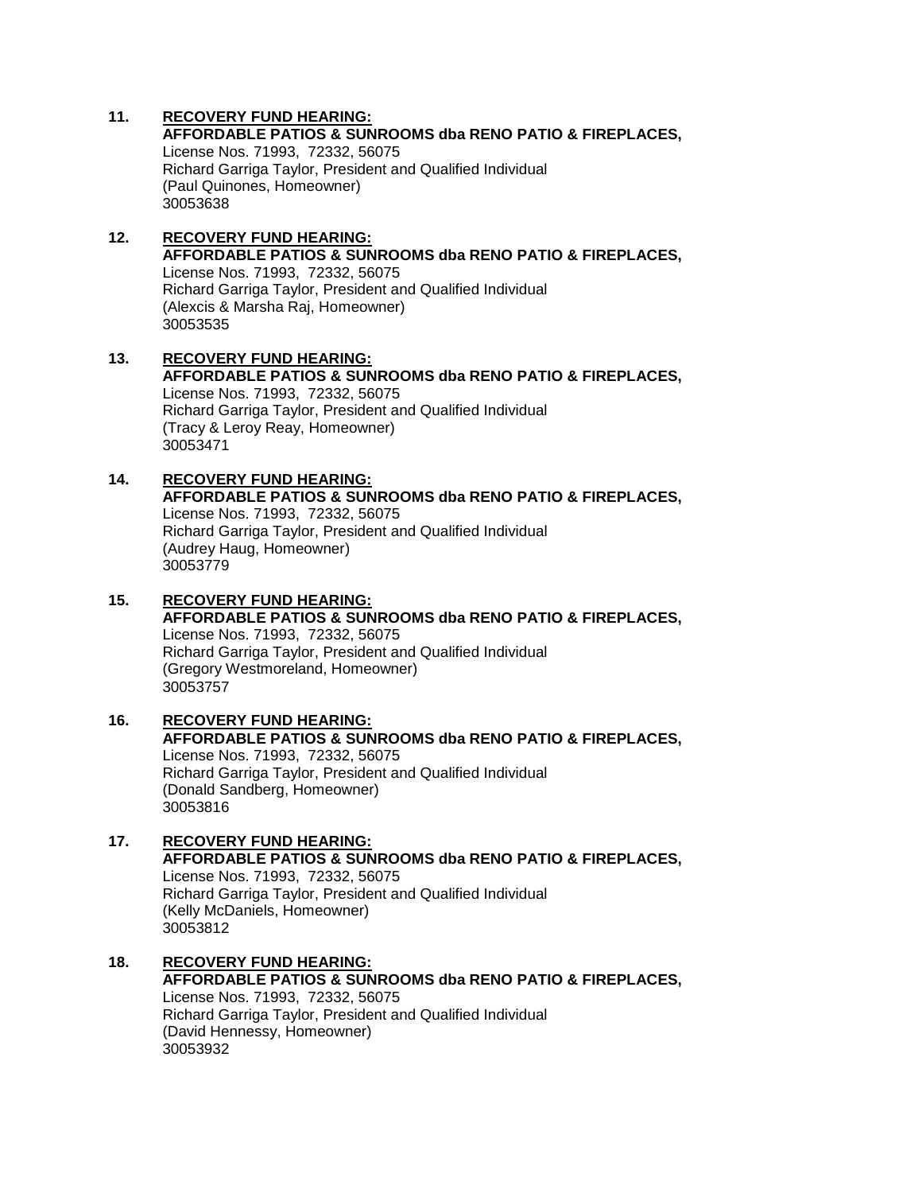11. **RECOVERY FUND HEARING:**
    **AFFORDABLE PATIOS & SUNROOMS dba RENO PATIO & FIREPLACES,**
    License Nos. 71993, 72332, 56075
    Richard Garriga Taylor, President and Qualified Individual
    (Paul Quinones, Homeowner)
    30053638

12. **RECOVERY FUND HEARING:**
    **AFFORDABLE PATIOS & SUNROOMS dba RENO PATIO & FIREPLACES,**
    License Nos. 71993, 72332, 56075
    Richard Garriga Taylor, President and Qualified Individual
    (Alexcis & Marsha Raj, Homeowner)
    30053535

13. **RECOVERY FUND HEARING:**
    **AFFORDABLE PATIOS & SUNROOMS dba RENO PATIO & FIREPLACES,**
    License Nos. 71993, 72332, 56075
    Richard Garriga Taylor, President and Qualified Individual
    (Tracy & Leroy Reay, Homeowner)
    30053471

14. **RECOVERY FUND HEARING:**
    **AFFORDABLE PATIOS & SUNROOMS dba RENO PATIO & FIREPLACES,**
    License Nos. 71993, 72332, 56075
    Richard Garriga Taylor, President and Qualified Individual
    (Audrey Haug, Homeowner)
    30053779

15. **RECOVERY FUND HEARING:**
    **AFFORDABLE PATIOS & SUNROOMS dba RENO PATIO & FIREPLACES,**
    License Nos. 71993, 72332, 56075
    Richard Garriga Taylor, President and Qualified Individual
    (Gregory Westmoreland, Homeowner)
    30053757

16. **RECOVERY FUND HEARING:**
    **AFFORDABLE PATIOS & SUNROOMS dba RENO PATIO & FIREPLACES,**
    License Nos. 71993, 72332, 56075
    Richard Garriga Taylor, President and Qualified Individual
    (Donald Sandberg, Homeowner)
    30053816

17. **RECOVERY FUND HEARING:**
    **AFFORDABLE PATIOS & SUNROOMS dba RENO PATIO & FIREPLACES,**
    License Nos. 71993, 72332, 56075
    Richard Garriga Taylor, President and Qualified Individual
    (Kelly McDaniels, Homeowner)
    30053812

18. **RECOVERY FUND HEARING:**
    **AFFORDABLE PATIOS & SUNROOMS dba RENO PATIO & FIREPLACES,**
    License Nos. 71993, 72332, 56075
    Richard Garriga Taylor, President and Qualified Individual
    (David Hennessy, Homeowner)
    30053932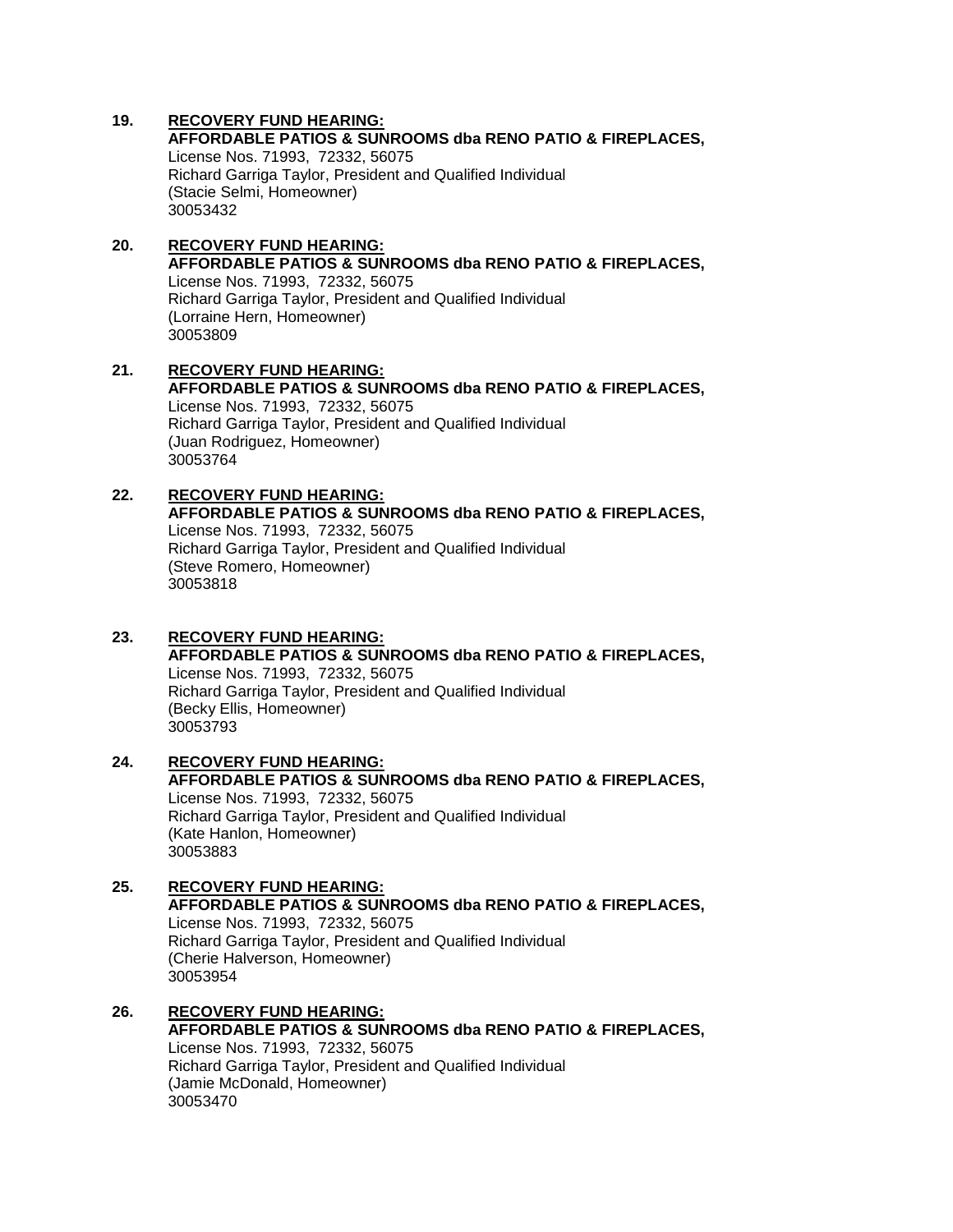**19.** **<u>RECOVERY FUND HEARING:</u>**
**AFFORDABLE PATIOS & SUNROOMS dba RENO PATIO & FIREPLACES,**
License Nos. 71993, 72332, 56075
Richard Garriga Taylor, President and Qualified Individual
(Stacie Selmi, Homeowner)
30053432

**20.** **<u>RECOVERY FUND HEARING:</u>**
**AFFORDABLE PATIOS & SUNROOMS dba RENO PATIO & FIREPLACES,**
License Nos. 71993, 72332, 56075
Richard Garriga Taylor, President and Qualified Individual
(Lorraine Hern, Homeowner)
30053809

**21.** **<u>RECOVERY FUND HEARING:</u>**
**AFFORDABLE PATIOS & SUNROOMS dba RENO PATIO & FIREPLACES,**
License Nos. 71993, 72332, 56075
Richard Garriga Taylor, President and Qualified Individual
(Juan Rodriguez, Homeowner)
30053764

**22.** **<u>RECOVERY FUND HEARING:</u>**
**AFFORDABLE PATIOS & SUNROOMS dba RENO PATIO & FIREPLACES,**
License Nos. 71993, 72332, 56075
Richard Garriga Taylor, President and Qualified Individual
(Steve Romero, Homeowner)
30053818

**23.** **<u>RECOVERY FUND HEARING:</u>**
**AFFORDABLE PATIOS & SUNROOMS dba RENO PATIO & FIREPLACES,**
License Nos. 71993, 72332, 56075
Richard Garriga Taylor, President and Qualified Individual
(Becky Ellis, Homeowner)
30053793

**24.** **<u>RECOVERY FUND HEARING:</u>**
**AFFORDABLE PATIOS & SUNROOMS dba RENO PATIO & FIREPLACES,**
License Nos. 71993, 72332, 56075
Richard Garriga Taylor, President and Qualified Individual
(Kate Hanlon, Homeowner)
30053883

**25.** **<u>RECOVERY FUND HEARING:</u>**
**AFFORDABLE PATIOS & SUNROOMS dba RENO PATIO & FIREPLACES,**
License Nos. 71993, 72332, 56075
Richard Garriga Taylor, President and Qualified Individual
(Cherie Halverson, Homeowner)
30053954

**26.** **<u>RECOVERY FUND HEARING:</u>**
**AFFORDABLE PATIOS & SUNROOMS dba RENO PATIO & FIREPLACES,**
License Nos. 71993, 72332, 56075
Richard Garriga Taylor, President and Qualified Individual
(Jamie McDonald, Homeowner)
30053470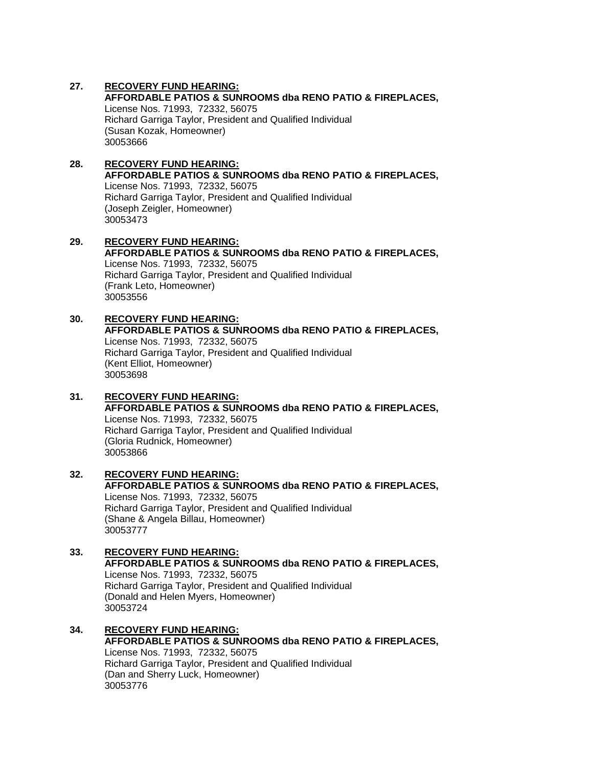27. **<u>RECOVERY FUND HEARING:</u>**
    **AFFORDABLE PATIOS & SUNROOMS dba RENO PATIO & FIREPLACES,**
    License Nos. 71993, 72332, 56075
    Richard Garriga Taylor, President and Qualified Individual
    (Susan Kozak, Homeowner)
    30053666

28. **<u>RECOVERY FUND HEARING:</u>**
    **AFFORDABLE PATIOS & SUNROOMS dba RENO PATIO & FIREPLACES,**
    License Nos. 71993, 72332, 56075
    Richard Garriga Taylor, President and Qualified Individual
    (Joseph Zeigler, Homeowner)
    30053473

29. **<u>RECOVERY FUND HEARING:</u>**
    **AFFORDABLE PATIOS & SUNROOMS dba RENO PATIO & FIREPLACES,**
    License Nos. 71993, 72332, 56075
    Richard Garriga Taylor, President and Qualified Individual
    (Frank Leto, Homeowner)
    30053556

30. **<u>RECOVERY FUND HEARING:</u>**
    **AFFORDABLE PATIOS & SUNROOMS dba RENO PATIO & FIREPLACES,**
    License Nos. 71993, 72332, 56075
    Richard Garriga Taylor, President and Qualified Individual
    (Kent Elliot, Homeowner)
    30053698

31. **<u>RECOVERY FUND HEARING:</u>**
    **AFFORDABLE PATIOS & SUNROOMS dba RENO PATIO & FIREPLACES,**
    License Nos. 71993, 72332, 56075
    Richard Garriga Taylor, President and Qualified Individual
    (Gloria Rudnick, Homeowner)
    30053866

32. **<u>RECOVERY FUND HEARING:</u>**
    **AFFORDABLE PATIOS & SUNROOMS dba RENO PATIO & FIREPLACES,**
    License Nos. 71993, 72332, 56075
    Richard Garriga Taylor, President and Qualified Individual
    (Shane & Angela Billau, Homeowner)
    30053777

33. **<u>RECOVERY FUND HEARING:</u>**
    **AFFORDABLE PATIOS & SUNROOMS dba RENO PATIO & FIREPLACES,**
    License Nos. 71993, 72332, 56075
    Richard Garriga Taylor, President and Qualified Individual
    (Donald and Helen Myers, Homeowner)
    30053724

34. **<u>RECOVERY FUND HEARING:</u>**
    **AFFORDABLE PATIOS & SUNROOMS dba RENO PATIO & FIREPLACES,**
    License Nos. 71993, 72332, 56075
    Richard Garriga Taylor, President and Qualified Individual
    (Dan and Sherry Luck, Homeowner)
    30053776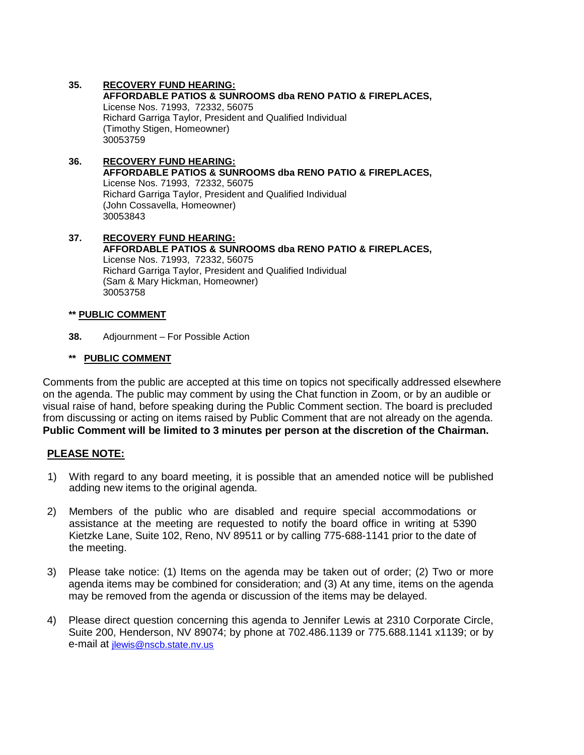**35.** **RECOVERY FUND HEARING:**
**AFFORDABLE PATIOS & SUNROOMS dba RENO PATIO & FIREPLACES,**
License Nos. 71993, 72332, 56075
Richard Garriga Taylor, President and Qualified Individual
(Timothy Stigen, Homeowner)
30053759

**36.** **RECOVERY FUND HEARING:**
**AFFORDABLE PATIOS & SUNROOMS dba RENO PATIO & FIREPLACES,**
License Nos. 71993, 72332, 56075
Richard Garriga Taylor, President and Qualified Individual
(John Cossavella, Homeowner)
30053843

**37.** **RECOVERY FUND HEARING:**
**AFFORDABLE PATIOS & SUNROOMS dba RENO PATIO & FIREPLACES,**
License Nos. 71993, 72332, 56075
Richard Garriga Taylor, President and Qualified Individual
(Sam & Mary Hickman, Homeowner)
30053758

**\*\* PUBLIC COMMENT**

**38.** Adjournment – For Possible Action

**\*\* PUBLIC COMMENT**

Comments from the public are accepted at this time on topics not specifically addressed elsewhere on the agenda. The public may comment by using the Chat function in Zoom, or by an audible or visual raise of hand, before speaking during the Public Comment section. The board is precluded from discussing or acting on items raised by Public Comment that are not already on the agenda. **Public Comment will be limited to 3 minutes per person at the discretion of the Chairman.**

**PLEASE NOTE:**

1) With regard to any board meeting, it is possible that an amended notice will be published adding new items to the original agenda.

2) Members of the public who are disabled and require special accommodations or assistance at the meeting are requested to notify the board office in writing at 5390 Kietzke Lane, Suite 102, Reno, NV 89511 or by calling 775-688-1141 prior to the date of the meeting.

3) Please take notice: (1) Items on the agenda may be taken out of order; (2) Two or more agenda items may be combined for consideration; and (3) At any time, items on the agenda may be removed from the agenda or discussion of the items may be delayed.

4) Please direct question concerning this agenda to Jennifer Lewis at 2310 Corporate Circle, Suite 200, Henderson, NV 89074; by phone at 702.486.1139 or 775.688.1141 x1139; or by e-mail at jlewis@nscb.state.nv.us